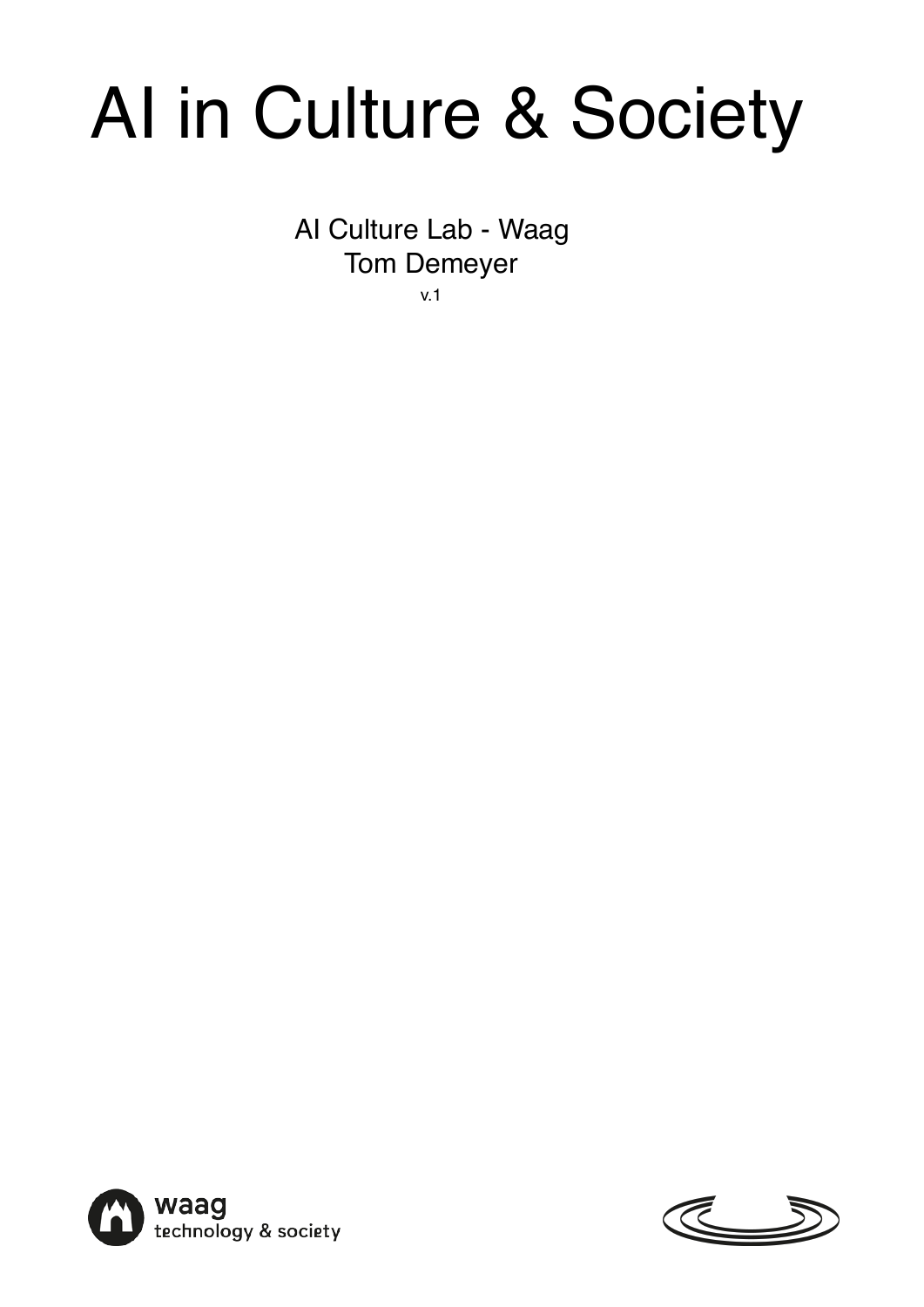# AI in Culture & Society

AI Culture Lab - Waag
Tom Demeyer
v.1

waag
technology & society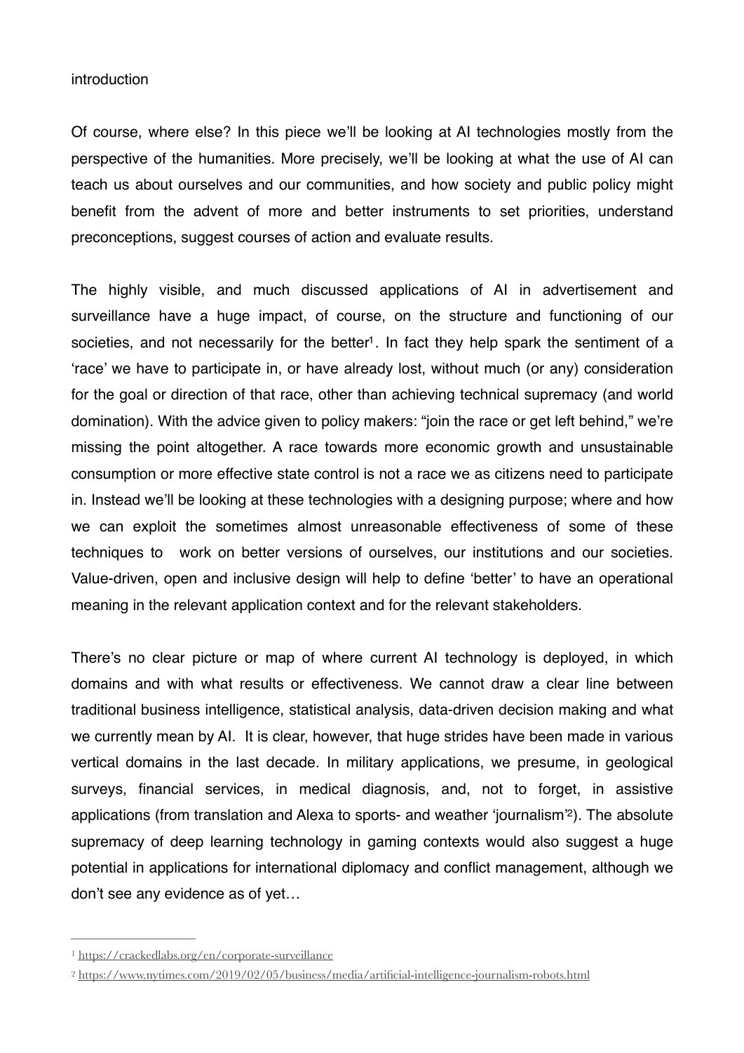## introduction

Of course, where else? In this piece we'll be looking at AI technologies mostly from the perspective of the humanities. More precisely, we'll be looking at what the use of AI can teach us about ourselves and our communities, and how society and public policy might benefit from the advent of more and better instruments to set priorities, understand preconceptions, suggest courses of action and evaluate results.

The highly visible, and much discussed applications of AI in advertisement and surveillance have a huge impact, of course, on the structure and functioning of our societies, and not necessarily for the better[1]. In fact they help spark the sentiment of a 'race' we have to participate in, or have already lost, without much (or any) consideration for the goal or direction of that race, other than achieving technical supremacy (and world domination). With the advice given to policy makers: "join the race or get left behind," we're missing the point altogether. A race towards more economic growth and unsustainable consumption or more effective state control is not a race we as citizens need to participate in. Instead we'll be looking at these technologies with a designing purpose; where and how we can exploit the sometimes almost unreasonable effectiveness of some of these techniques to work on better versions of ourselves, our institutions and our societies. Value-driven, open and inclusive design will help to define 'better' to have an operational meaning in the relevant application context and for the relevant stakeholders.

There's no clear picture or map of where current AI technology is deployed, in which domains and with what results or effectiveness. We cannot draw a clear line between traditional business intelligence, statistical analysis, data-driven decision making and what we currently mean by AI. It is clear, however, that huge strides have been made in various vertical domains in the last decade. In military applications, we presume, in geological surveys, financial services, in medical diagnosis, and, not to forget, in assistive applications (from translation and Alexa to sports- and weather 'journalism'[2]). The absolute supremacy of deep learning technology in gaming contexts would also suggest a huge potential in applications for international diplomacy and conflict management, although we don't see any evidence as of yet…

---

[1] https://crackedlabs.org/en/corporate-surveillance

[2] https://www.nytimes.com/2019/02/05/business/media/artificial-intelligence-journalism-robots.html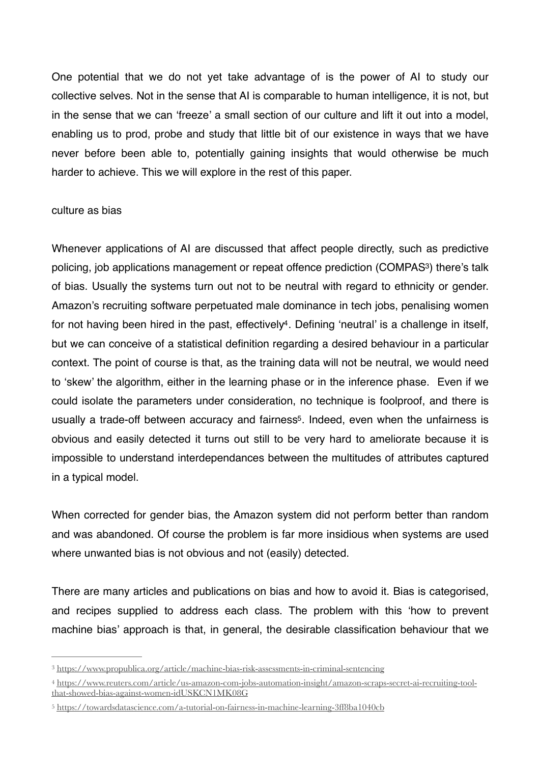One potential that we do not yet take advantage of is the power of AI to study our collective selves. Not in the sense that AI is comparable to human intelligence, it is not, but in the sense that we can 'freeze' a small section of our culture and lift it out into a model, enabling us to prod, probe and study that little bit of our existence in ways that we have never before been able to, potentially gaining insights that would otherwise be much harder to achieve. This we will explore in the rest of this paper.

## culture as bias

Whenever applications of AI are discussed that affect people directly, such as predictive policing, job applications management or repeat offence prediction (COMPAS[3]) there's talk of bias. Usually the systems turn out not to be neutral with regard to ethnicity or gender. Amazon's recruiting software perpetuated male dominance in tech jobs, penalising women for not having been hired in the past, effectively[4]. Defining 'neutral' is a challenge in itself, but we can conceive of a statistical definition regarding a desired behaviour in a particular context. The point of course is that, as the training data will not be neutral, we would need to 'skew' the algorithm, either in the learning phase or in the inference phase. Even if we could isolate the parameters under consideration, no technique is foolproof, and there is usually a trade-off between accuracy and fairness[5]. Indeed, even when the unfairness is obvious and easily detected it turns out still to be very hard to ameliorate because it is impossible to understand interdependances between the multitudes of attributes captured in a typical model.

When corrected for gender bias, the Amazon system did not perform better than random and was abandoned. Of course the problem is far more insidious when systems are used where unwanted bias is not obvious and not (easily) detected.

There are many articles and publications on bias and how to avoid it. Bias is categorised, and recipes supplied to address each class. The problem with this 'how to prevent machine bias' approach is that, in general, the desirable classification behaviour that we

---

[3] https://www.propublica.org/article/machine-bias-risk-assessments-in-criminal-sentencing

[4] https://www.reuters.com/article/us-amazon-com-jobs-automation-insight/amazon-scraps-secret-ai-recruiting-tool-that-showed-bias-against-women-idUSKCN1MK08G

[5] https://towardsdatascience.com/a-tutorial-on-fairness-in-machine-learning-3ff8ba1040cb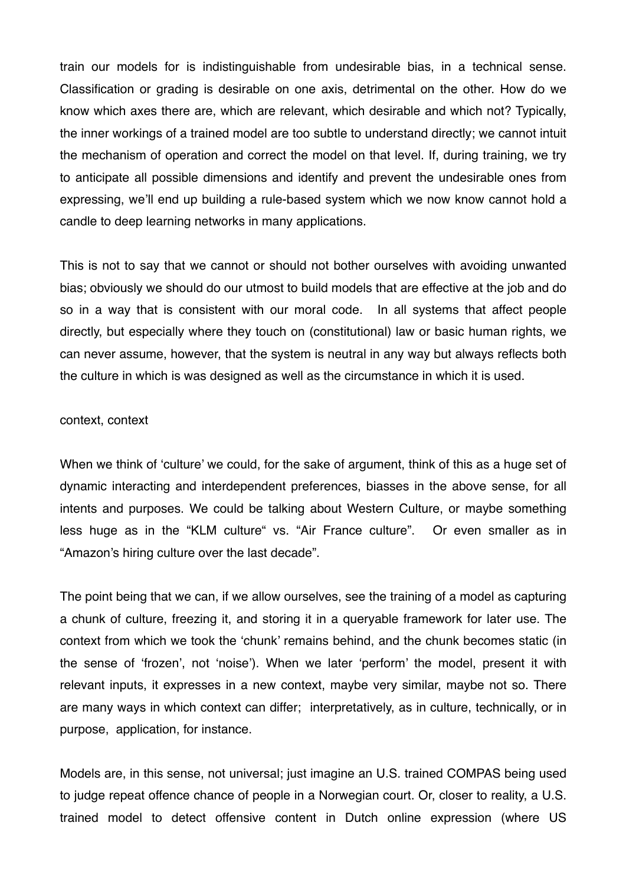train our models for is indistinguishable from undesirable bias, in a technical sense. Classification or grading is desirable on one axis, detrimental on the other. How do we know which axes there are, which are relevant, which desirable and which not? Typically, the inner workings of a trained model are too subtle to understand directly; we cannot intuit the mechanism of operation and correct the model on that level. If, during training, we try to anticipate all possible dimensions and identify and prevent the undesirable ones from expressing, we'll end up building a rule-based system which we now know cannot hold a candle to deep learning networks in many applications.

This is not to say that we cannot or should not bother ourselves with avoiding unwanted bias; obviously we should do our utmost to build models that are effective at the job and do so in a way that is consistent with our moral code. In all systems that affect people directly, but especially where they touch on (constitutional) law or basic human rights, we can never assume, however, that the system is neutral in any way but always reflects both the culture in which is was designed as well as the circumstance in which it is used.

## context, context

When we think of 'culture' we could, for the sake of argument, think of this as a huge set of dynamic interacting and interdependent preferences, biasses in the above sense, for all intents and purposes. We could be talking about Western Culture, or maybe something less huge as in the "KLM culture" vs. "Air France culture". Or even smaller as in "Amazon's hiring culture over the last decade".

The point being that we can, if we allow ourselves, see the training of a model as capturing a chunk of culture, freezing it, and storing it in a queryable framework for later use. The context from which we took the 'chunk' remains behind, and the chunk becomes static (in the sense of 'frozen', not 'noise'). When we later 'perform' the model, present it with relevant inputs, it expresses in a new context, maybe very similar, maybe not so. There are many ways in which context can differ; interpretatively, as in culture, technically, or in purpose, application, for instance.

Models are, in this sense, not universal; just imagine an U.S. trained COMPAS being used to judge repeat offence chance of people in a Norwegian court. Or, closer to reality, a U.S. trained model to detect offensive content in Dutch online expression (where US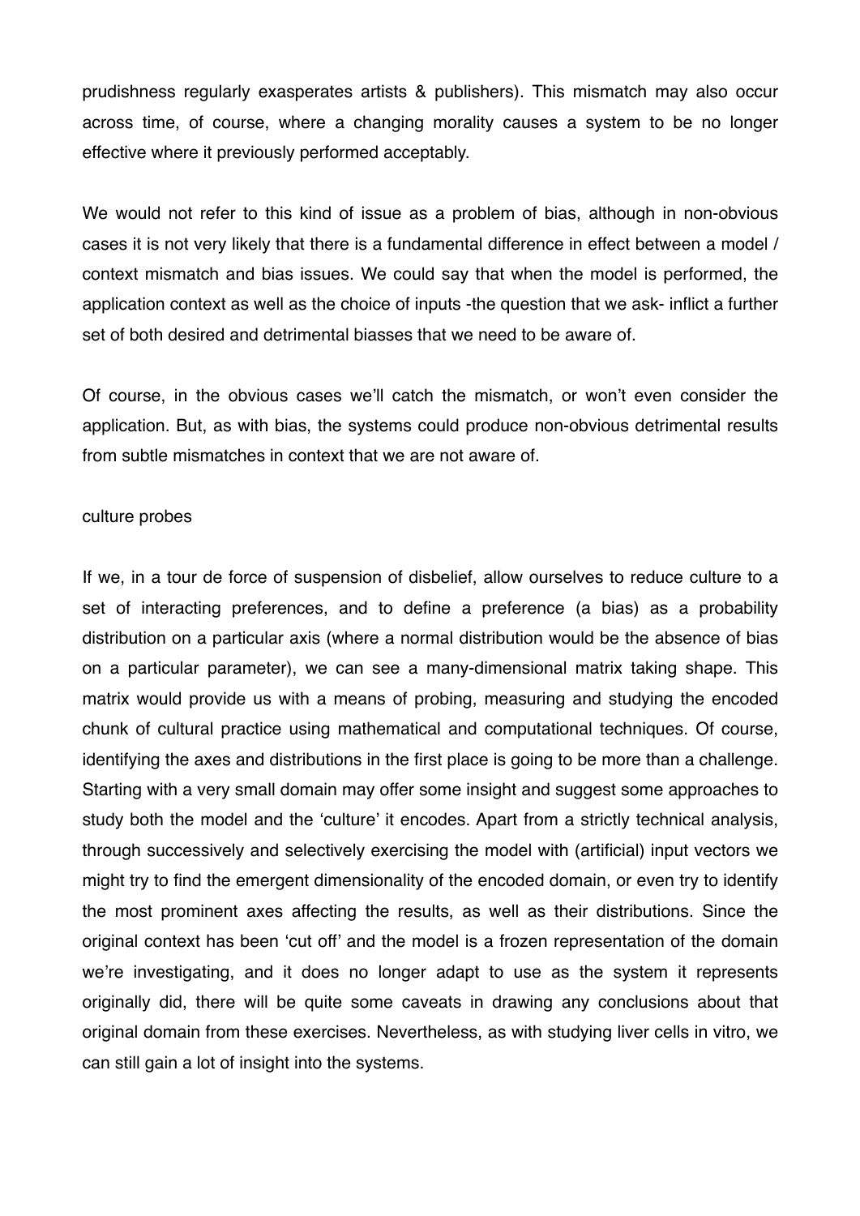prudishness regularly exasperates artists & publishers). This mismatch may also occur across time, of course, where a changing morality causes a system to be no longer effective where it previously performed acceptably.

We would not refer to this kind of issue as a problem of bias, although in non-obvious cases it is not very likely that there is a fundamental difference in effect between a model / context mismatch and bias issues. We could say that when the model is performed, the application context as well as the choice of inputs -the question that we ask- inflict a further set of both desired and detrimental biasses that we need to be aware of.

Of course, in the obvious cases we'll catch the mismatch, or won't even consider the application. But, as with bias, the systems could produce non-obvious detrimental results from subtle mismatches in context that we are not aware of.

## culture probes

If we, in a tour de force of suspension of disbelief, allow ourselves to reduce culture to a set of interacting preferences, and to define a preference (a bias) as a probability distribution on a particular axis (where a normal distribution would be the absence of bias on a particular parameter), we can see a many-dimensional matrix taking shape. This matrix would provide us with a means of probing, measuring and studying the encoded chunk of cultural practice using mathematical and computational techniques. Of course, identifying the axes and distributions in the first place is going to be more than a challenge. Starting with a very small domain may offer some insight and suggest some approaches to study both the model and the 'culture' it encodes. Apart from a strictly technical analysis, through successively and selectively exercising the model with (artificial) input vectors we might try to find the emergent dimensionality of the encoded domain, or even try to identify the most prominent axes affecting the results, as well as their distributions. Since the original context has been 'cut off' and the model is a frozen representation of the domain we're investigating, and it does no longer adapt to use as the system it represents originally did, there will be quite some caveats in drawing any conclusions about that original domain from these exercises. Nevertheless, as with studying liver cells in vitro, we can still gain a lot of insight into the systems.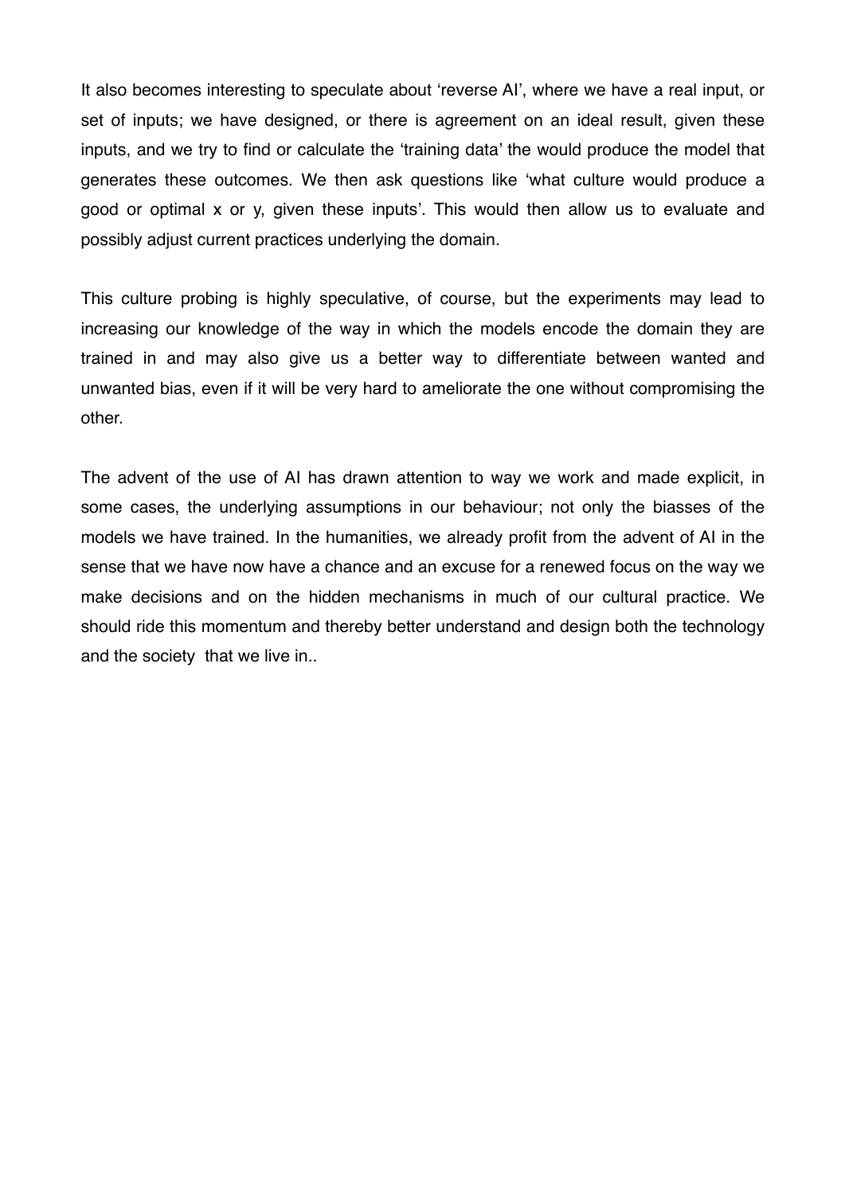It also becomes interesting to speculate about 'reverse AI', where we have a real input, or set of inputs; we have designed, or there is agreement on an ideal result, given these inputs, and we try to find or calculate the 'training data' the would produce the model that generates these outcomes. We then ask questions like 'what culture would produce a good or optimal x or y, given these inputs'. This would then allow us to evaluate and possibly adjust current practices underlying the domain.

This culture probing is highly speculative, of course, but the experiments may lead to increasing our knowledge of the way in which the models encode the domain they are trained in and may also give us a better way to differentiate between wanted and unwanted bias, even if it will be very hard to ameliorate the one without compromising the other.

The advent of the use of AI has drawn attention to way we work and made explicit, in some cases, the underlying assumptions in our behaviour; not only the biasses of the models we have trained. In the humanities, we already profit from the advent of AI in the sense that we have now have a chance and an excuse for a renewed focus on the way we make decisions and on the hidden mechanisms in much of our cultural practice. We should ride this momentum and thereby better understand and design both the technology and the society that we live in..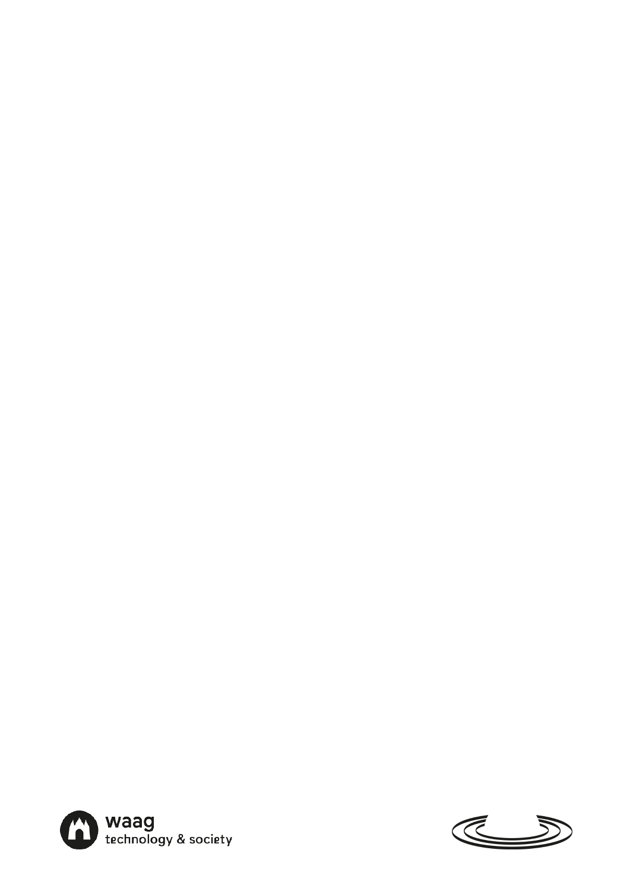waag
technology & society